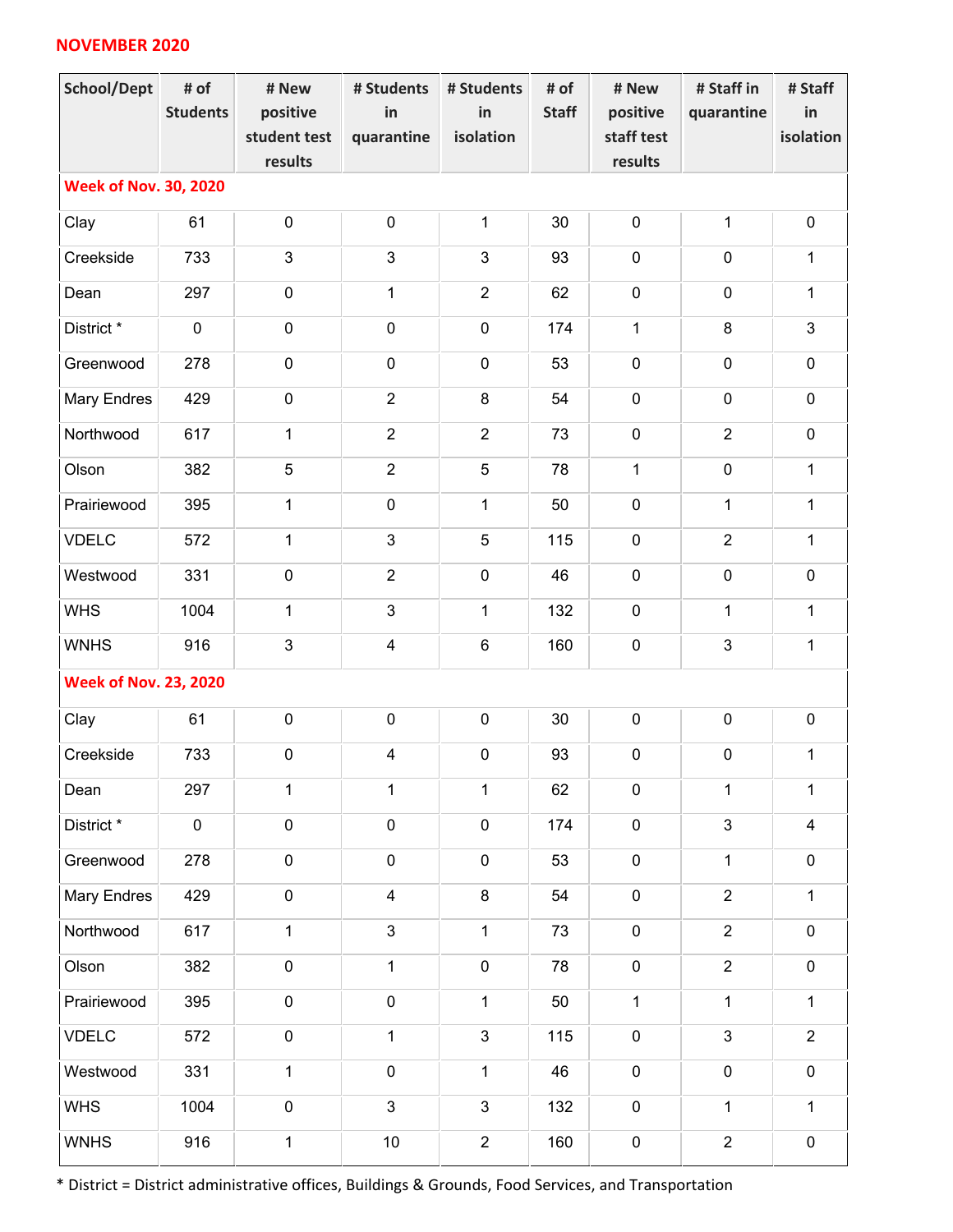**NOVEMBER 2020**

| School/Dept | # of Students | # New positive student test results | # Students in quarantine | # Students in isolation | # of Staff | # New positive staff test results | # Staff in quarantine | # Staff in isolation |
|---|---|---|---|---|---|---|---|---|
| **Week of Nov. 30, 2020** | | | | | | | | |
| Clay | 61 | 0 | 0 | 1 | 30 | 0 | 1 | 0 |
| Creekside | 733 | 3 | 3 | 3 | 93 | 0 | 0 | 1 |
| Dean | 297 | 0 | 1 | 2 | 62 | 0 | 0 | 1 |
| District * | 0 | 0 | 0 | 0 | 174 | 1 | 8 | 3 |
| Greenwood | 278 | 0 | 0 | 0 | 53 | 0 | 0 | 0 |
| Mary Endres | 429 | 0 | 2 | 8 | 54 | 0 | 0 | 0 |
| Northwood | 617 | 1 | 2 | 2 | 73 | 0 | 2 | 0 |
| Olson | 382 | 5 | 2 | 5 | 78 | 1 | 0 | 1 |
| Prairiewood | 395 | 1 | 0 | 1 | 50 | 0 | 1 | 1 |
| VDELC | 572 | 1 | 3 | 5 | 115 | 0 | 2 | 1 |
| Westwood | 331 | 0 | 2 | 0 | 46 | 0 | 0 | 0 |
| WHS | 1004 | 1 | 3 | 1 | 132 | 0 | 1 | 1 |
| WNHS | 916 | 3 | 4 | 6 | 160 | 0 | 3 | 1 |
| **Week of Nov. 23, 2020** | | | | | | | | |
| Clay | 61 | 0 | 0 | 0 | 30 | 0 | 0 | 0 |
| Creekside | 733 | 0 | 4 | 0 | 93 | 0 | 0 | 1 |
| Dean | 297 | 1 | 1 | 1 | 62 | 0 | 1 | 1 |
| District * | 0 | 0 | 0 | 0 | 174 | 0 | 3 | 4 |
| Greenwood | 278 | 0 | 0 | 0 | 53 | 0 | 1 | 0 |
| Mary Endres | 429 | 0 | 4 | 8 | 54 | 0 | 2 | 1 |
| Northwood | 617 | 1 | 3 | 1 | 73 | 0 | 2 | 0 |
| Olson | 382 | 0 | 1 | 0 | 78 | 0 | 2 | 0 |
| Prairiewood | 395 | 0 | 0 | 1 | 50 | 1 | 1 | 1 |
| VDELC | 572 | 0 | 1 | 3 | 115 | 0 | 3 | 2 |
| Westwood | 331 | 1 | 0 | 1 | 46 | 0 | 0 | 0 |
| WHS | 1004 | 0 | 3 | 3 | 132 | 0 | 1 | 1 |
| WNHS | 916 | 1 | 10 | 2 | 160 | 0 | 2 | 0 |

* District = District administrative offices, Buildings & Grounds, Food Services, and Transportation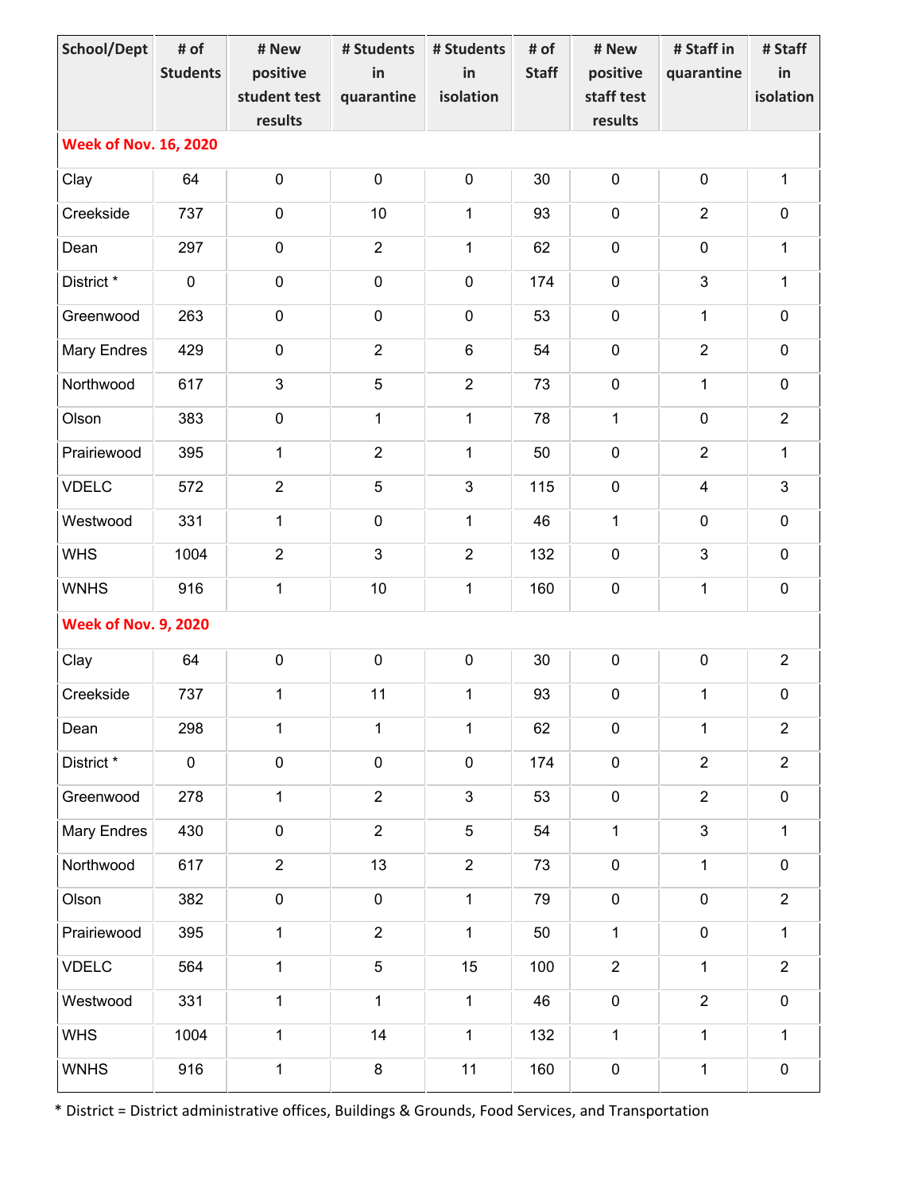| School/Dept | # of Students | # New positive student test results | # Students in quarantine | # Students in isolation | # of Staff | # New positive staff test results | # Staff in quarantine | # Staff in isolation |
|---|---|---|---|---|---|---|---|---|
| **Week of Nov. 16, 2020** | | | | | | | | |
| Clay | 64 | 0 | 0 | 0 | 30 | 0 | 0 | 1 |
| Creekside | 737 | 0 | 10 | 1 | 93 | 0 | 2 | 0 |
| Dean | 297 | 0 | 2 | 1 | 62 | 0 | 0 | 1 |
| District * | 0 | 0 | 0 | 0 | 174 | 0 | 3 | 1 |
| Greenwood | 263 | 0 | 0 | 0 | 53 | 0 | 1 | 0 |
| Mary Endres | 429 | 0 | 2 | 6 | 54 | 0 | 2 | 0 |
| Northwood | 617 | 3 | 5 | 2 | 73 | 0 | 1 | 0 |
| Olson | 383 | 0 | 1 | 1 | 78 | 1 | 0 | 2 |
| Prairiewood | 395 | 1 | 2 | 1 | 50 | 0 | 2 | 1 |
| VDELC | 572 | 2 | 5 | 3 | 115 | 0 | 4 | 3 |
| Westwood | 331 | 1 | 0 | 1 | 46 | 1 | 0 | 0 |
| WHS | 1004 | 2 | 3 | 2 | 132 | 0 | 3 | 0 |
| WNHS | 916 | 1 | 10 | 1 | 160 | 0 | 1 | 0 |
| **Week of Nov. 9, 2020** | | | | | | | | |
| Clay | 64 | 0 | 0 | 0 | 30 | 0 | 0 | 2 |
| Creekside | 737 | 1 | 11 | 1 | 93 | 0 | 1 | 0 |
| Dean | 298 | 1 | 1 | 1 | 62 | 0 | 1 | 2 |
| District * | 0 | 0 | 0 | 0 | 174 | 0 | 2 | 2 |
| Greenwood | 278 | 1 | 2 | 3 | 53 | 0 | 2 | 0 |
| Mary Endres | 430 | 0 | 2 | 5 | 54 | 1 | 3 | 1 |
| Northwood | 617 | 2 | 13 | 2 | 73 | 0 | 1 | 0 |
| Olson | 382 | 0 | 0 | 1 | 79 | 0 | 0 | 2 |
| Prairiewood | 395 | 1 | 2 | 1 | 50 | 1 | 0 | 1 |
| VDELC | 564 | 1 | 5 | 15 | 100 | 2 | 1 | 2 |
| Westwood | 331 | 1 | 1 | 1 | 46 | 0 | 2 | 0 |
| WHS | 1004 | 1 | 14 | 1 | 132 | 1 | 1 | 1 |
| WNHS | 916 | 1 | 8 | 11 | 160 | 0 | 1 | 0 |

* District = District administrative offices, Buildings & Grounds, Food Services, and Transportation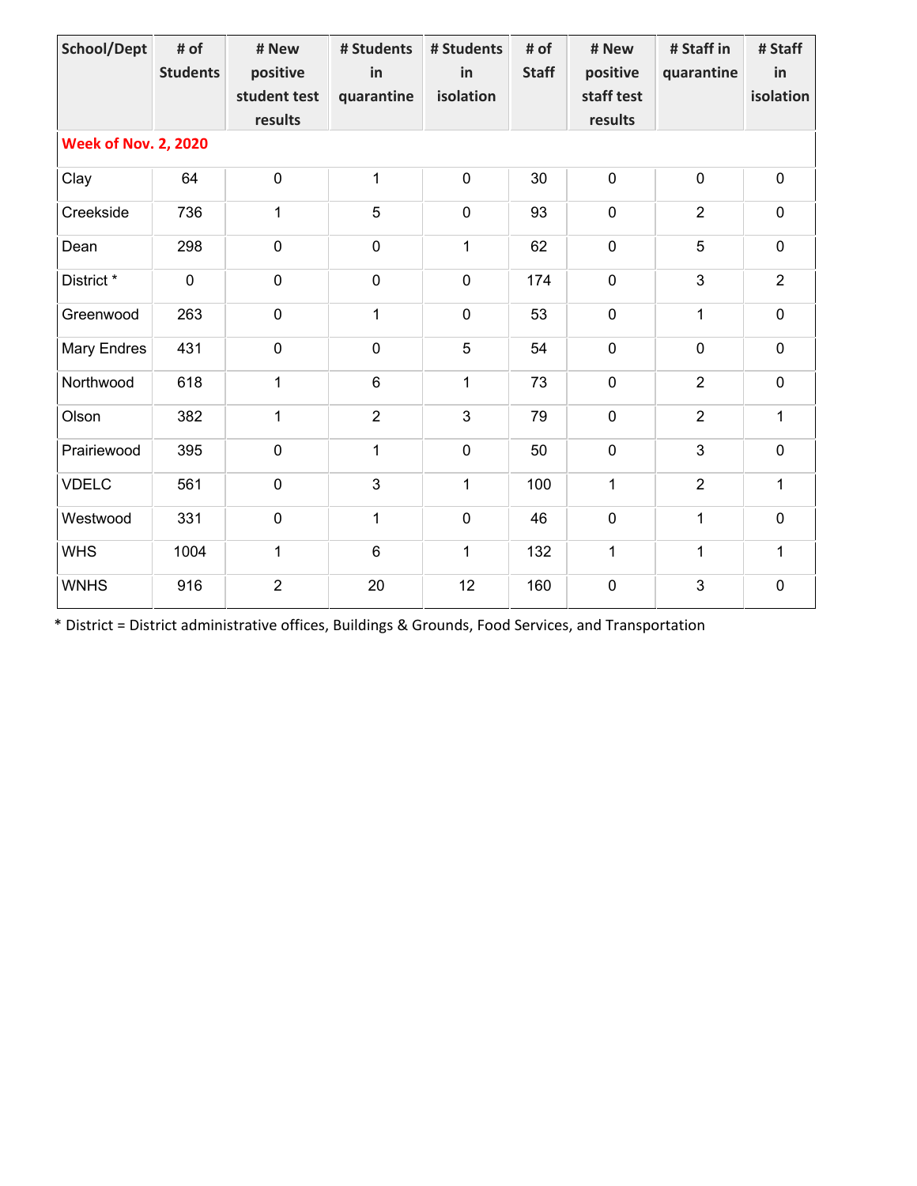| School/Dept | # of Students | # New positive student test results | # Students in quarantine | # Students in isolation | # of Staff | # New positive staff test results | # Staff in quarantine | # Staff in isolation |
|---|---|---|---|---|---|---|---|---|
| **Week of Nov. 2, 2020** | | | | | | | | |
| Clay | 64 | 0 | 1 | 0 | 30 | 0 | 0 | 0 |
| Creekside | 736 | 1 | 5 | 0 | 93 | 0 | 2 | 0 |
| Dean | 298 | 0 | 0 | 1 | 62 | 0 | 5 | 0 |
| District * | 0 | 0 | 0 | 0 | 174 | 0 | 3 | 2 |
| Greenwood | 263 | 0 | 1 | 0 | 53 | 0 | 1 | 0 |
| Mary Endres | 431 | 0 | 0 | 5 | 54 | 0 | 0 | 0 |
| Northwood | 618 | 1 | 6 | 1 | 73 | 0 | 2 | 0 |
| Olson | 382 | 1 | 2 | 3 | 79 | 0 | 2 | 1 |
| Prairiewood | 395 | 0 | 1 | 0 | 50 | 0 | 3 | 0 |
| VDELC | 561 | 0 | 3 | 1 | 100 | 1 | 2 | 1 |
| Westwood | 331 | 0 | 1 | 0 | 46 | 0 | 1 | 0 |
| WHS | 1004 | 1 | 6 | 1 | 132 | 1 | 1 | 1 |
| WNHS | 916 | 2 | 20 | 12 | 160 | 0 | 3 | 0 |

* District = District administrative offices, Buildings & Grounds, Food Services, and Transportation